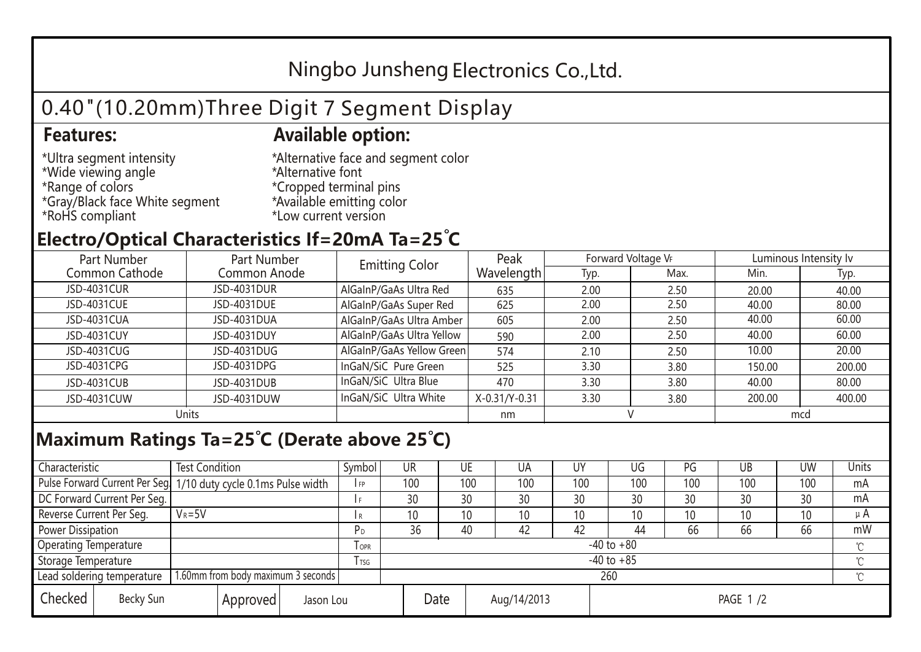# Ningbo Junsheng Electronics Co.,Ltd.

## 0.40"(10.20mm)Three Digit 7 Segment Display

### Features:

*Ultra segment intensity
*Wide viewing angle
*Range of colors
*Gray/Black face White segment
*RoHS compliant

### Available option:

*Alternative face and segment color
*Alternative font
*Cropped terminal pins
*Available emitting color
*Low current version

## Electro/Optical Characteristics If=20mA Ta=25°C

| Part Number Common Cathode | Part Number Common Anode | Emitting Color | Peak Wavelength | Forward Voltage $V_F$ | | Luminous Intensity Iv | |
|---|---|---|---|---|---|---|---|
| | | | | Typ. | Max. | Min. | Typ. |
| JSD-4031CUR | JSD-4031DUR | AlGaInP/GaAs Ultra Red | 635 | 2.00 | 2.50 | 20.00 | 40.00 |
| JSD-4031CUE | JSD-4031DUE | AlGaInP/GaAs Super Red | 625 | 2.00 | 2.50 | 40.00 | 80.00 |
| JSD-4031CUA | JSD-4031DUA | AlGaInP/GaAs Ultra Amber | 605 | 2.00 | 2.50 | 40.00 | 60.00 |
| JSD-4031CUY | JSD-4031DUY | AlGaInP/GaAs Ultra Yellow | 590 | 2.00 | 2.50 | 40.00 | 60.00 |
| JSD-4031CUG | JSD-4031DUG | AlGaInP/GaAs Yellow Green | 574 | 2.10 | 2.50 | 10.00 | 20.00 |
| JSD-4031CPG | JSD-4031DPG | InGaN/SiC Pure Green | 525 | 3.30 | 3.80 | 150.00 | 200.00 |
| JSD-4031CUB | JSD-4031DUB | InGaN/SiC Ultra Blue | 470 | 3.30 | 3.80 | 40.00 | 80.00 |
| JSD-4031CUW | JSD-4031DUW | InGaN/SiC Ultra White | X-0.31/Y-0.31 | 3.30 | 3.80 | 200.00 | 400.00 |
| Units | | | nm | V | | mcd | |

## Maximum Ratings Ta=25°C (Derate above 25°C)

| Characteristic | Test Condition | Symbol | UR | UE | UA | UY | UG | PG | UB | UW | Units |
|---|---|---|---|---|---|---|---|---|---|---|---|
| Pulse Forward Current Per Seg. | 1/10 duty cycle 0.1ms Pulse width | $I_{FP}$ | 100 | 100 | 100 | 100 | 100 | 100 | 100 | 100 | mA |
| DC Forward Current Per Seg. | | $I_F$ | 30 | 30 | 30 | 30 | 30 | 30 | 30 | 30 | mA |
| Reverse Current Per Seg. | $V_R$=5V | $I_R$ | 10 | 10 | 10 | 10 | 10 | 10 | 10 | 10 | μA |
| Power Dissipation | | $P_D$ | 36 | 40 | 42 | 42 | 44 | 66 | 66 | 66 | mW |
| Operating Temperature | | $T_{OPR}$ | -40 to +80 | | | | | | | | ℃ |
| Storage Temperature | | $T_{TSG}$ | -40 to +85 | | | | | | | | ℃ |
| Lead soldering temperature | 1.60mm from body maximum 3 seconds | | 260 | | | | | | | | ℃ |

| Checked | Becky Sun | Approved | Jason Lou | Date | Aug/14/2013 | PAGE 1 /2 |
|---|---|---|---|---|---|---|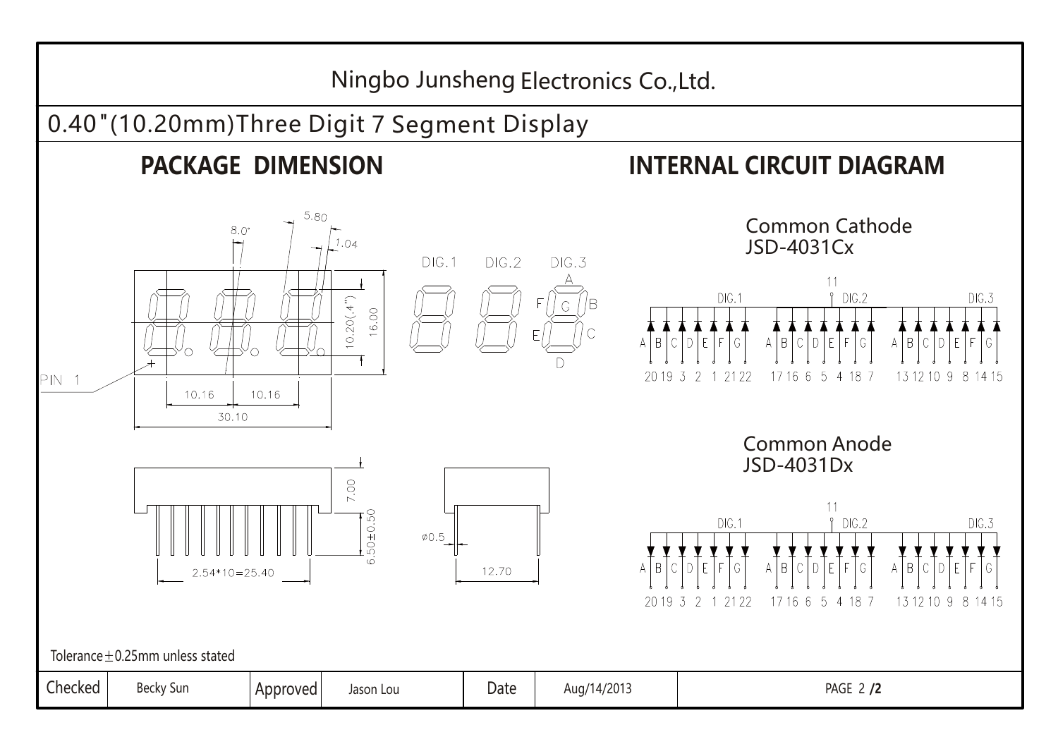Ningbo Junsheng Electronics Co.,Ltd.

0.40"(10.20mm)Three Digit 7 Segment Display

## PACKAGE DIMENSION

5.80

8.0°

1.04

10.20(.4")

16.00

PIN 1

10.16

10.16

30.10

DIG.1 DIG.2 DIG.3

A B C D E F G

7.00

6.50±0.50

2.54*10=25.40

ø0.5

12.70

## INTERNAL CIRCUIT DIAGRAM

Common Cathode
JSD-4031Cx

11

DIG.1 DIG.2 DIG.3

A B C D E F G A B C D E F G A B C D E F G

20 19 3 2 1 21 22 17 16 6 5 4 18 7 13 12 10 9 8 14 15

Common Anode
JSD-4031Dx

11

DIG.1 DIG.2 DIG.3

A B C D E F G A B C D E F G A B C D E F G

20 19 3 2 1 21 22 17 16 6 5 4 18 7 13 12 10 9 8 14 15

Tolerance ±0.25mm unless stated

| Checked | Becky Sun | Approved | Jason Lou | Date | Aug/14/2013 |
|---|---|---|---|---|---|